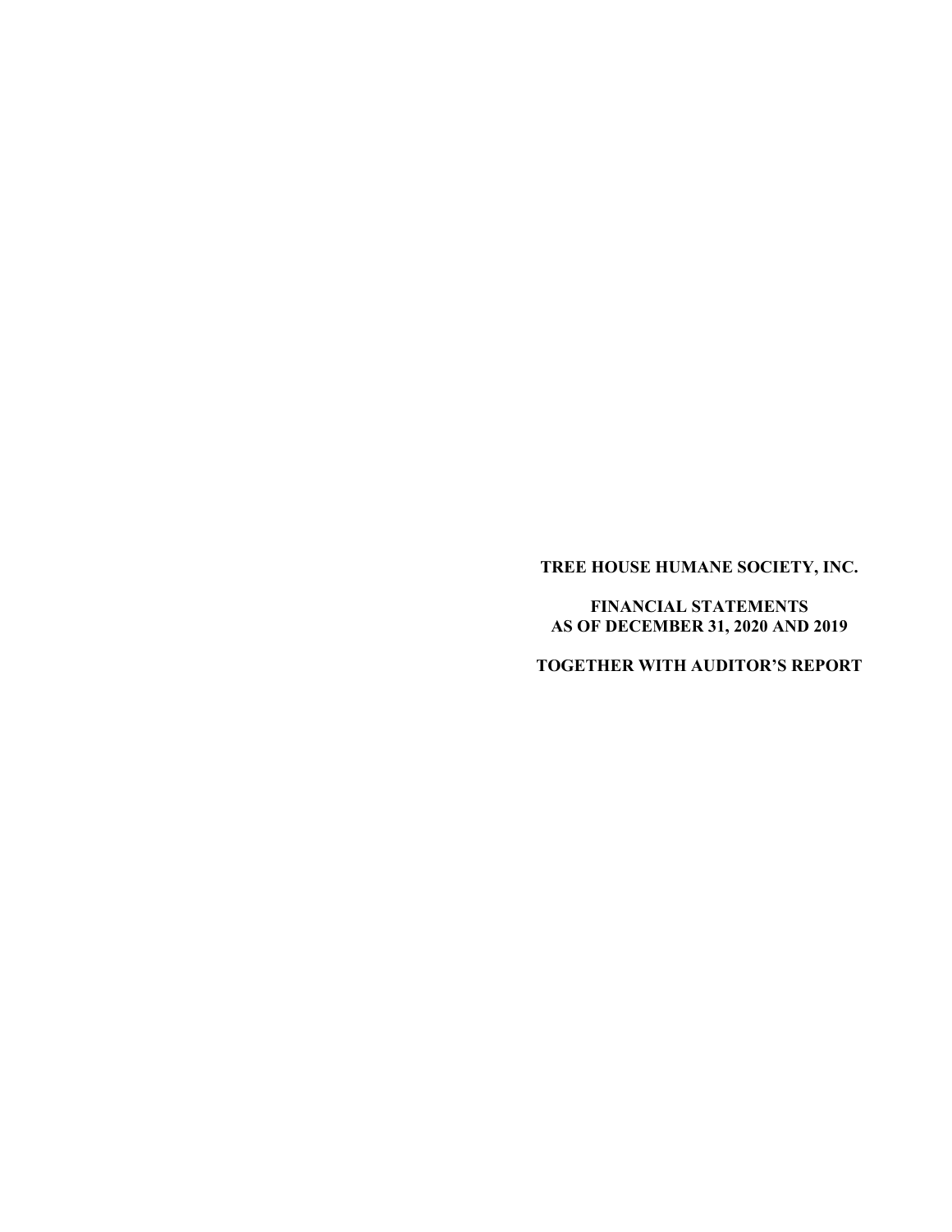# TREE HOUSE HUMANE SOCIETY, INC.

## FINANCIAL STATEMENTS
## AS OF DECEMBER 31, 2020 AND 2019

## TOGETHER WITH AUDITOR'S REPORT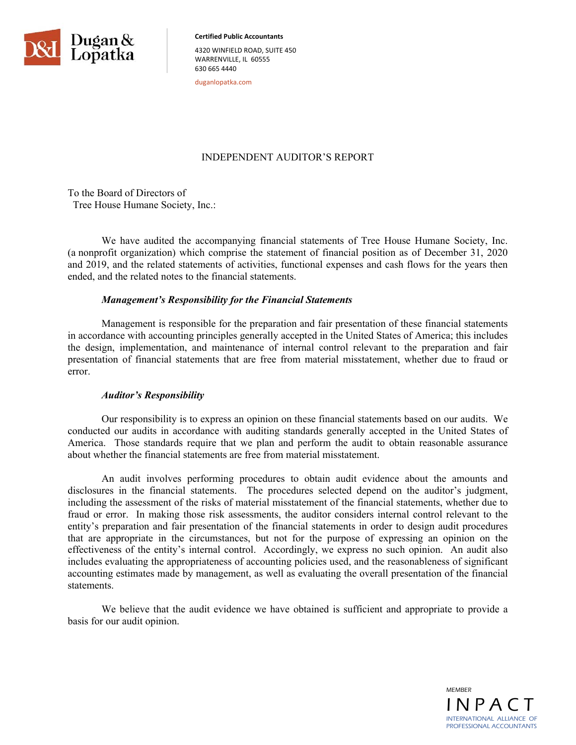Dugan & Lopatka

**Certified Public Accountants**

4320 WINFIELD ROAD, SUITE 450
WARRENVILLE, IL 60555
630 665 4440

duganlopatka.com

# INDEPENDENT AUDITOR'S REPORT

To the Board of Directors of
Tree House Humane Society, Inc.:

We have audited the accompanying financial statements of Tree House Humane Society, Inc. (a nonprofit organization) which comprise the statement of financial position as of December 31, 2020 and 2019, and the related statements of activities, functional expenses and cash flows for the years then ended, and the related notes to the financial statements.

***Management's Responsibility for the Financial Statements***

Management is responsible for the preparation and fair presentation of these financial statements in accordance with accounting principles generally accepted in the United States of America; this includes the design, implementation, and maintenance of internal control relevant to the preparation and fair presentation of financial statements that are free from material misstatement, whether due to fraud or error.

***Auditor's Responsibility***

Our responsibility is to express an opinion on these financial statements based on our audits. We conducted our audits in accordance with auditing standards generally accepted in the United States of America. Those standards require that we plan and perform the audit to obtain reasonable assurance about whether the financial statements are free from material misstatement.

An audit involves performing procedures to obtain audit evidence about the amounts and disclosures in the financial statements. The procedures selected depend on the auditor's judgment, including the assessment of the risks of material misstatement of the financial statements, whether due to fraud or error. In making those risk assessments, the auditor considers internal control relevant to the entity's preparation and fair presentation of the financial statements in order to design audit procedures that are appropriate in the circumstances, but not for the purpose of expressing an opinion on the effectiveness of the entity's internal control. Accordingly, we express no such opinion. An audit also includes evaluating the appropriateness of accounting policies used, and the reasonableness of significant accounting estimates made by management, as well as evaluating the overall presentation of the financial statements.

We believe that the audit evidence we have obtained is sufficient and appropriate to provide a basis for our audit opinion.

MEMBER
INPACT
INTERNATIONAL ALLIANCE OF PROFESSIONAL ACCOUNTANTS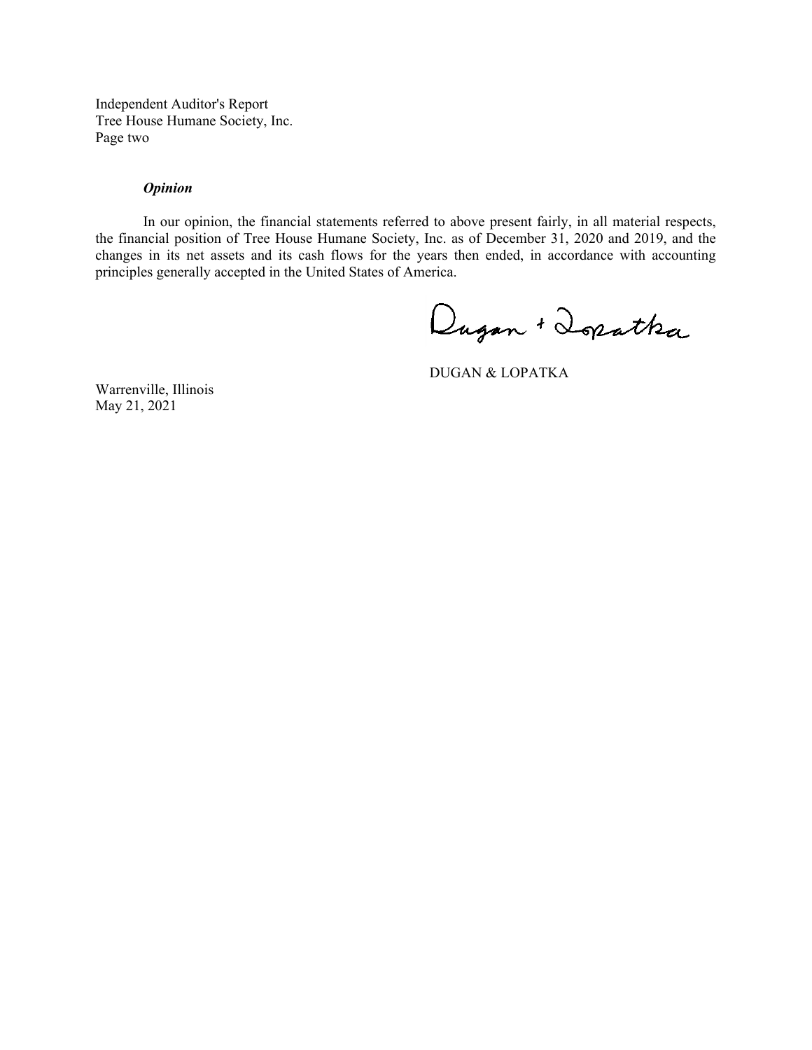Independent Auditor's Report
Tree House Humane Society, Inc.
Page two

***Opinion***

In our opinion, the financial statements referred to above present fairly, in all material respects, the financial position of Tree House Humane Society, Inc. as of December 31, 2020 and 2019, and the changes in its net assets and its cash flows for the years then ended, in accordance with accounting principles generally accepted in the United States of America.

Dugan + Lopatka

DUGAN & LOPATKA

Warrenville, Illinois
May 21, 2021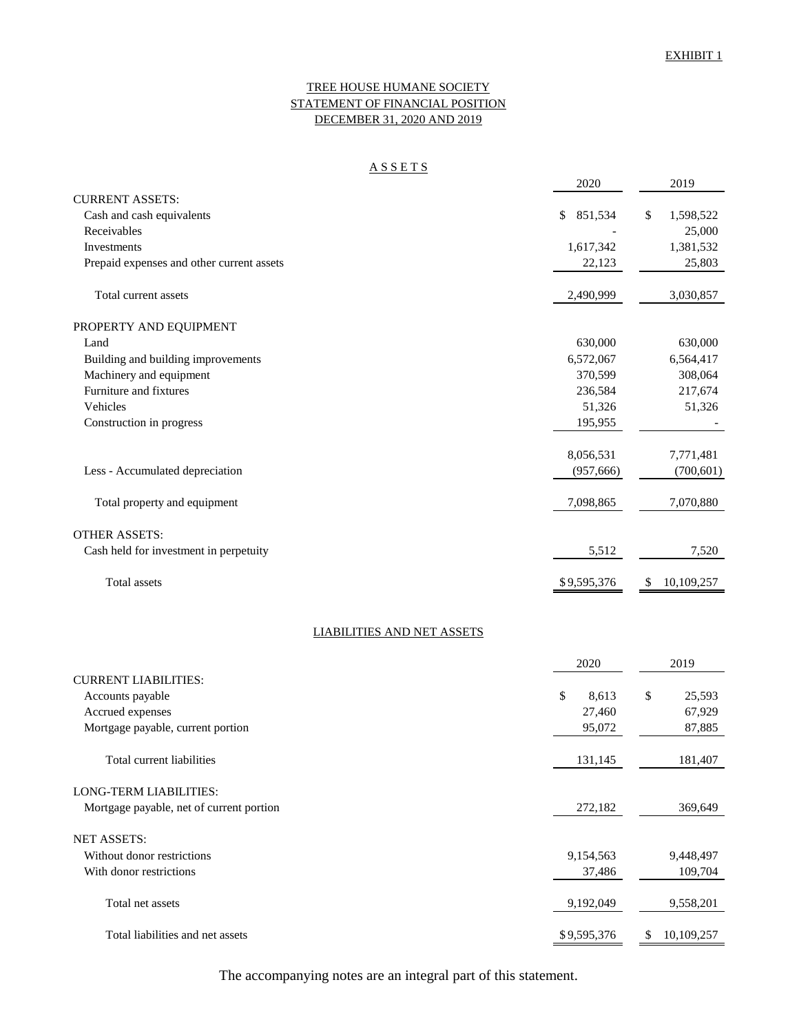EXHIBIT 1

# TREE HOUSE HUMANE SOCIETY
## STATEMENT OF FINANCIAL POSITION
## DECEMBER 31, 2020 AND 2019

### A S S E T S

| | 2020 | 2019 |
|---|---|---|
| CURRENT ASSETS: | | |
| Cash and cash equivalents | $ 851,534 | $ 1,598,522 |
| Receivables | - | 25,000 |
| Investments | 1,617,342 | 1,381,532 |
| Prepaid expenses and other current assets | 22,123 | 25,803 |
| Total current assets | 2,490,999 | 3,030,857 |
| PROPERTY AND EQUIPMENT | | |
| Land | 630,000 | 630,000 |
| Building and building improvements | 6,572,067 | 6,564,417 |
| Machinery and equipment | 370,599 | 308,064 |
| Furniture and fixtures | 236,584 | 217,674 |
| Vehicles | 51,326 | 51,326 |
| Construction in progress | 195,955 | - |
| | 8,056,531 | 7,771,481 |
| Less - Accumulated depreciation | (957,666) | (700,601) |
| Total property and equipment | 7,098,865 | 7,070,880 |
| OTHER ASSETS: | | |
| Cash held for investment in perpetuity | 5,512 | 7,520 |
| Total assets | $ 9,595,376 | $ 10,109,257 |

### LIABILITIES AND NET ASSETS

| | 2020 | 2019 |
|---|---|---|
| CURRENT LIABILITIES: | | |
| Accounts payable | $ 8,613 | $ 25,593 |
| Accrued expenses | 27,460 | 67,929 |
| Mortgage payable, current portion | 95,072 | 87,885 |
| Total current liabilities | 131,145 | 181,407 |
| LONG-TERM LIABILITIES: | | |
| Mortgage payable, net of current portion | 272,182 | 369,649 |
| NET ASSETS: | | |
| Without donor restrictions | 9,154,563 | 9,448,497 |
| With donor restrictions | 37,486 | 109,704 |
| Total net assets | 9,192,049 | 9,558,201 |
| Total liabilities and net assets | $ 9,595,376 | $ 10,109,257 |

The accompanying notes are an integral part of this statement.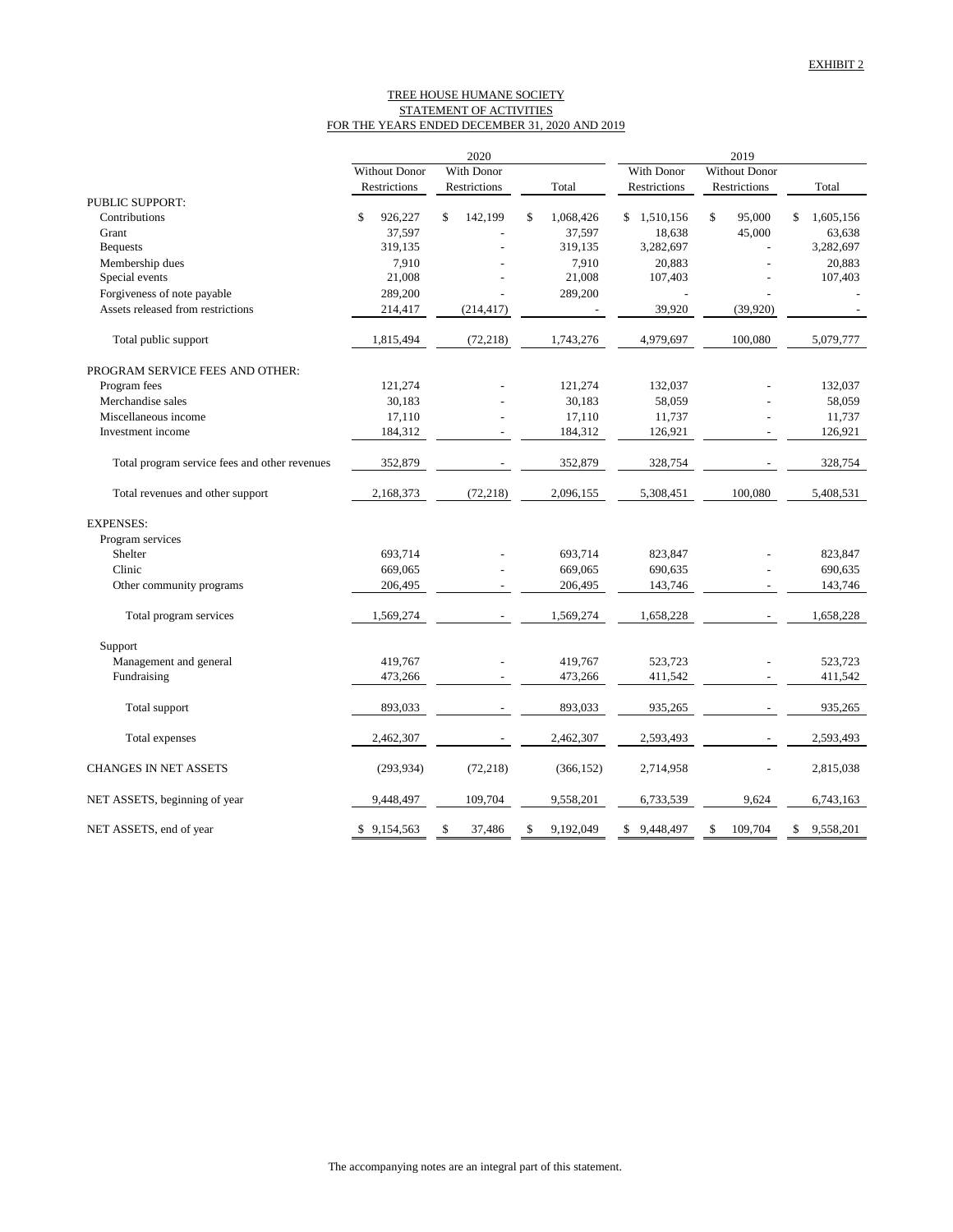EXHIBIT 2

# TREE HOUSE HUMANE SOCIETY
## STATEMENT OF ACTIVITIES
### FOR THE YEARS ENDED DECEMBER 31, 2020 AND 2019

| | 2020 | | | 2019 | | |
|---|---|---|---|---|---|---|
| | Without Donor Restrictions | With Donor Restrictions | Total | With Donor Restrictions | Without Donor Restrictions | Total |
| PUBLIC SUPPORT: | | | | | | |
| Contributions | $ 926,227 | $ 142,199 | $ 1,068,426 | $ 1,510,156 | $ 95,000 | $ 1,605,156 |
| Grant | 37,597 | - | 37,597 | 18,638 | 45,000 | 63,638 |
| Bequests | 319,135 | - | 319,135 | 3,282,697 | - | 3,282,697 |
| Membership dues | 7,910 | - | 7,910 | 20,883 | - | 20,883 |
| Special events | 21,008 | - | 21,008 | 107,403 | - | 107,403 |
| Forgiveness of note payable | 289,200 | - | 289,200 | - | - | - |
| Assets released from restrictions | 214,417 | (214,417) | - | 39,920 | (39,920) | - |
| Total public support | 1,815,494 | (72,218) | 1,743,276 | 4,979,697 | 100,080 | 5,079,777 |
| PROGRAM SERVICE FEES AND OTHER: | | | | | | |
| Program fees | 121,274 | - | 121,274 | 132,037 | - | 132,037 |
| Merchandise sales | 30,183 | - | 30,183 | 58,059 | - | 58,059 |
| Miscellaneous income | 17,110 | - | 17,110 | 11,737 | - | 11,737 |
| Investment income | 184,312 | - | 184,312 | 126,921 | - | 126,921 |
| Total program service fees and other revenues | 352,879 | - | 352,879 | 328,754 | - | 328,754 |
| Total revenues and other support | 2,168,373 | (72,218) | 2,096,155 | 5,308,451 | 100,080 | 5,408,531 |
| EXPENSES: | | | | | | |
| Program services | | | | | | |
| Shelter | 693,714 | - | 693,714 | 823,847 | - | 823,847 |
| Clinic | 669,065 | - | 669,065 | 690,635 | - | 690,635 |
| Other community programs | 206,495 | - | 206,495 | 143,746 | - | 143,746 |
| Total program services | 1,569,274 | - | 1,569,274 | 1,658,228 | - | 1,658,228 |
| Support | | | | | | |
| Management and general | 419,767 | - | 419,767 | 523,723 | - | 523,723 |
| Fundraising | 473,266 | - | 473,266 | 411,542 | - | 411,542 |
| Total support | 893,033 | - | 893,033 | 935,265 | - | 935,265 |
| Total expenses | 2,462,307 | - | 2,462,307 | 2,593,493 | - | 2,593,493 |
| CHANGES IN NET ASSETS | (293,934) | (72,218) | (366,152) | 2,714,958 | - | 2,815,038 |
| NET ASSETS, beginning of year | 9,448,497 | 109,704 | 9,558,201 | 6,733,539 | 9,624 | 6,743,163 |
| NET ASSETS, end of year | $ 9,154,563 | $ 37,486 | $ 9,192,049 | $ 9,448,497 | $ 109,704 | $ 9,558,201 |

The accompanying notes are an integral part of this statement.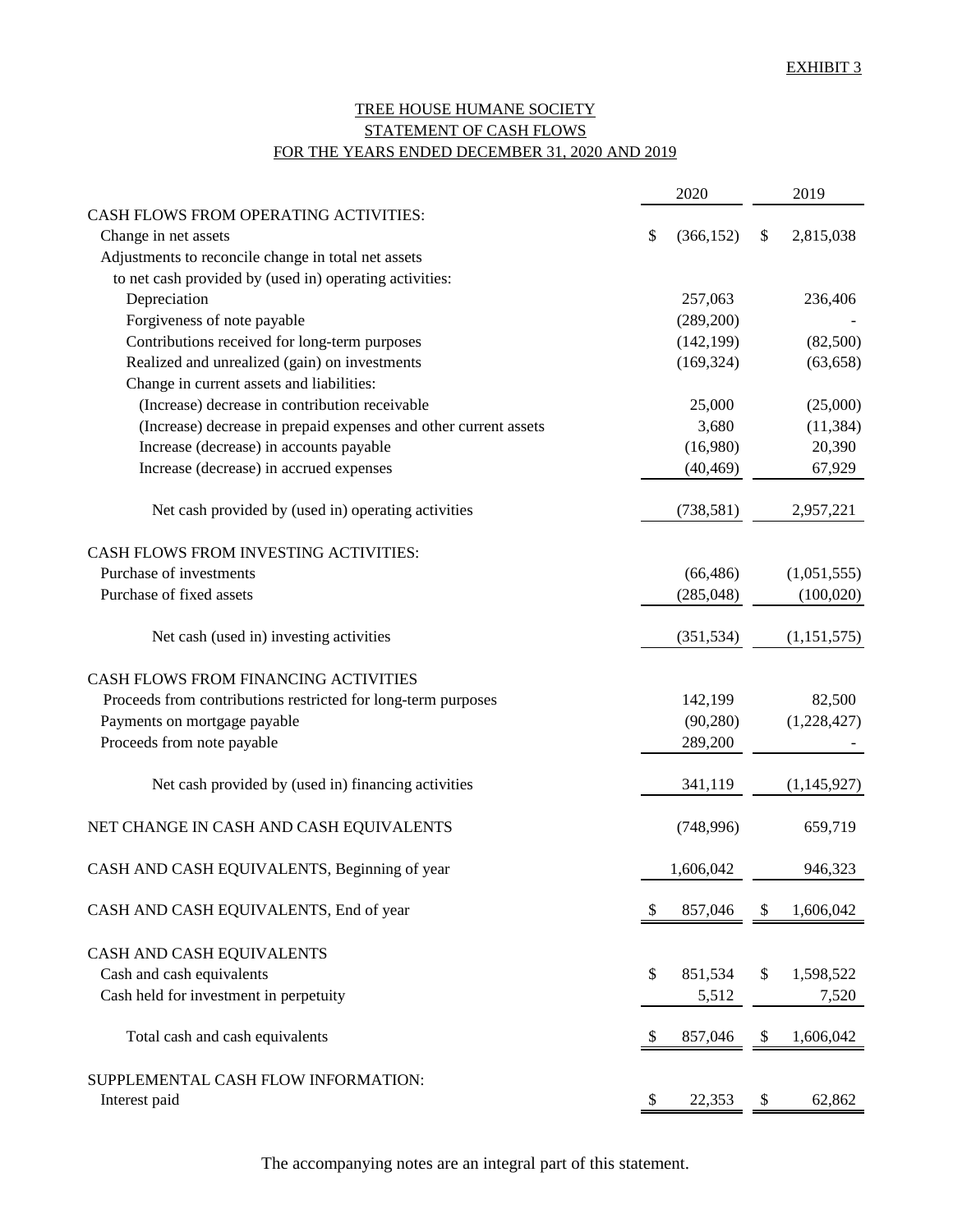EXHIBIT 3

# TREE HOUSE HUMANE SOCIETY
## STATEMENT OF CASH FLOWS
## FOR THE YEARS ENDED DECEMBER 31, 2020 AND 2019

| | 2020 | 2019 |
|---|---|---|
| CASH FLOWS FROM OPERATING ACTIVITIES: | | |
| Change in net assets | $ (366,152) | $ 2,815,038 |
| Adjustments to reconcile change in total net assets to net cash provided by (used in) operating activities: | | |
| Depreciation | 257,063 | 236,406 |
| Forgiveness of note payable | (289,200) | - |
| Contributions received for long-term purposes | (142,199) | (82,500) |
| Realized and unrealized (gain) on investments | (169,324) | (63,658) |
| Change in current assets and liabilities: | | |
| (Increase) decrease in contribution receivable | 25,000 | (25,000) |
| (Increase) decrease in prepaid expenses and other current assets | 3,680 | (11,384) |
| Increase (decrease) in accounts payable | (16,980) | 20,390 |
| Increase (decrease) in accrued expenses | (40,469) | 67,929 |
| Net cash provided by (used in) operating activities | (738,581) | 2,957,221 |
| CASH FLOWS FROM INVESTING ACTIVITIES: | | |
| Purchase of investments | (66,486) | (1,051,555) |
| Purchase of fixed assets | (285,048) | (100,020) |
| Net cash (used in) investing activities | (351,534) | (1,151,575) |
| CASH FLOWS FROM FINANCING ACTIVITIES | | |
| Proceeds from contributions restricted for long-term purposes | 142,199 | 82,500 |
| Payments on mortgage payable | (90,280) | (1,228,427) |
| Proceeds from note payable | 289,200 | - |
| Net cash provided by (used in) financing activities | 341,119 | (1,145,927) |
| NET CHANGE IN CASH AND CASH EQUIVALENTS | (748,996) | 659,719 |
| CASH AND CASH EQUIVALENTS, Beginning of year | 1,606,042 | 946,323 |
| CASH AND CASH EQUIVALENTS, End of year | $ 857,046 | $ 1,606,042 |
| CASH AND CASH EQUIVALENTS | | |
| Cash and cash equivalents | $ 851,534 | $ 1,598,522 |
| Cash held for investment in perpetuity | 5,512 | 7,520 |
| Total cash and cash equivalents | $ 857,046 | $ 1,606,042 |
| SUPPLEMENTAL CASH FLOW INFORMATION: | | |
| Interest paid | $ 22,353 | $ 62,862 |

The accompanying notes are an integral part of this statement.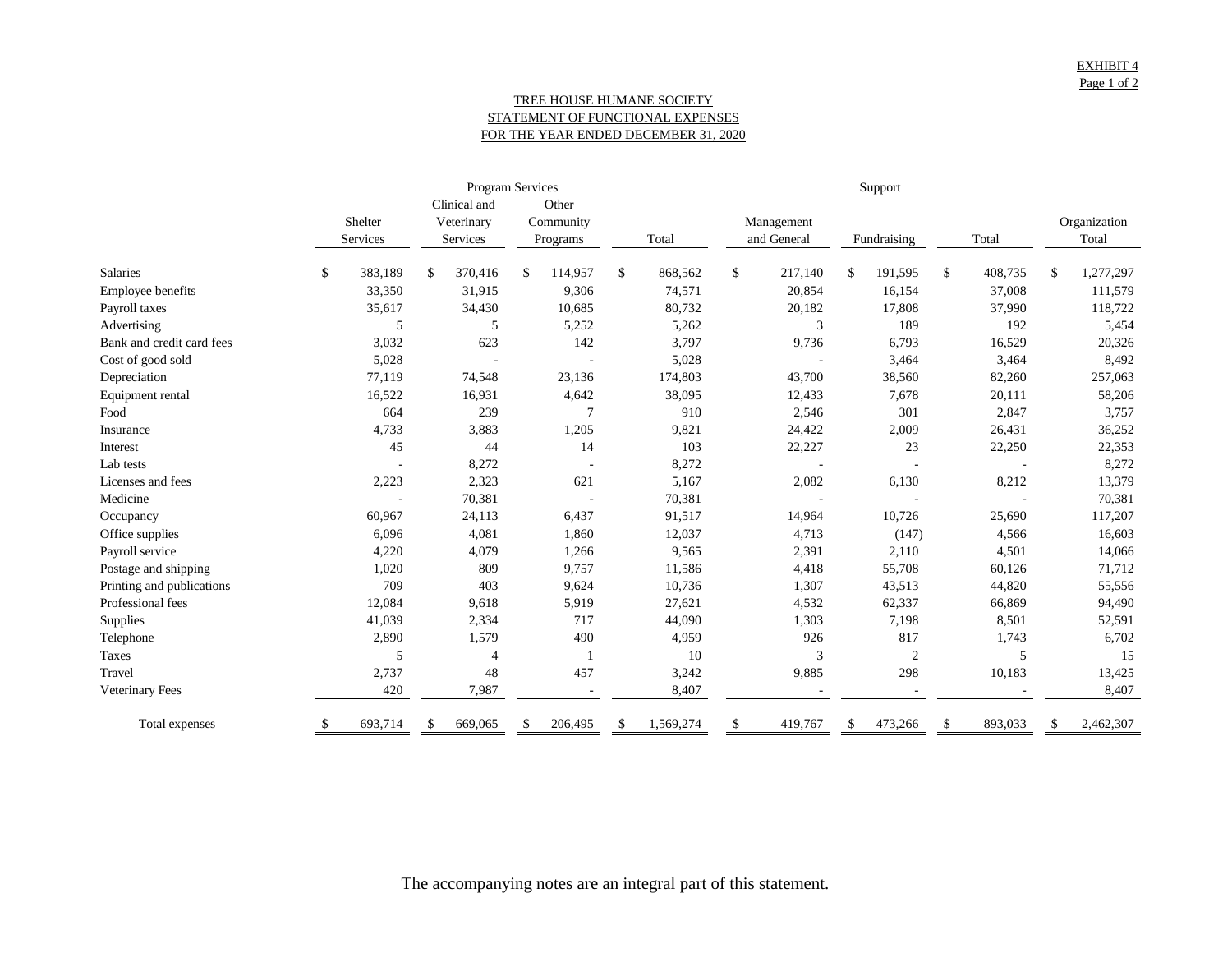EXHIBIT 4
Page 1 of 2

# TREE HOUSE HUMANE SOCIETY
## STATEMENT OF FUNCTIONAL EXPENSES
## FOR THE YEAR ENDED DECEMBER 31, 2020

| | Program Services | | | | Support | | | |
|---|---|---|---|---|---|---|---|---|
| | Shelter Services | Clinical and Veterinary Services | Other Community Programs | Total | Management and General | Fundraising | Total | Organization Total |
| Salaries | $ 383,189 | $ 370,416 | $ 114,957 | $ 868,562 | $ 217,140 | $ 191,595 | $ 408,735 | $ 1,277,297 |
| Employee benefits | 33,350 | 31,915 | 9,306 | 74,571 | 20,854 | 16,154 | 37,008 | 111,579 |
| Payroll taxes | 35,617 | 34,430 | 10,685 | 80,732 | 20,182 | 17,808 | 37,990 | 118,722 |
| Advertising | 5 | 5 | 5,252 | 5,262 | 3 | 189 | 192 | 5,454 |
| Bank and credit card fees | 3,032 | 623 | 142 | 3,797 | 9,736 | 6,793 | 16,529 | 20,326 |
| Cost of good sold | 5,028 | - | - | 5,028 | - | 3,464 | 3,464 | 8,492 |
| Depreciation | 77,119 | 74,548 | 23,136 | 174,803 | 43,700 | 38,560 | 82,260 | 257,063 |
| Equipment rental | 16,522 | 16,931 | 4,642 | 38,095 | 12,433 | 7,678 | 20,111 | 58,206 |
| Food | 664 | 239 | 7 | 910 | 2,546 | 301 | 2,847 | 3,757 |
| Insurance | 4,733 | 3,883 | 1,205 | 9,821 | 24,422 | 2,009 | 26,431 | 36,252 |
| Interest | 45 | 44 | 14 | 103 | 22,227 | 23 | 22,250 | 22,353 |
| Lab tests | - | 8,272 | - | 8,272 | - | - | - | 8,272 |
| Licenses and fees | 2,223 | 2,323 | 621 | 5,167 | 2,082 | 6,130 | 8,212 | 13,379 |
| Medicine | - | 70,381 | - | 70,381 | - | - | - | 70,381 |
| Occupancy | 60,967 | 24,113 | 6,437 | 91,517 | 14,964 | 10,726 | 25,690 | 117,207 |
| Office supplies | 6,096 | 4,081 | 1,860 | 12,037 | 4,713 | (147) | 4,566 | 16,603 |
| Payroll service | 4,220 | 4,079 | 1,266 | 9,565 | 2,391 | 2,110 | 4,501 | 14,066 |
| Postage and shipping | 1,020 | 809 | 9,757 | 11,586 | 4,418 | 55,708 | 60,126 | 71,712 |
| Printing and publications | 709 | 403 | 9,624 | 10,736 | 1,307 | 43,513 | 44,820 | 55,556 |
| Professional fees | 12,084 | 9,618 | 5,919 | 27,621 | 4,532 | 62,337 | 66,869 | 94,490 |
| Supplies | 41,039 | 2,334 | 717 | 44,090 | 1,303 | 7,198 | 8,501 | 52,591 |
| Telephone | 2,890 | 1,579 | 490 | 4,959 | 926 | 817 | 1,743 | 6,702 |
| Taxes | 5 | 4 | 1 | 10 | 3 | 2 | 5 | 15 |
| Travel | 2,737 | 48 | 457 | 3,242 | 9,885 | 298 | 10,183 | 13,425 |
| Veterinary Fees | 420 | 7,987 | - | 8,407 | - | - | - | 8,407 |
| Total expenses | $ 693,714 | $ 669,065 | $ 206,495 | $ 1,569,274 | $ 419,767 | $ 473,266 | $ 893,033 | $ 2,462,307 |

The accompanying notes are an integral part of this statement.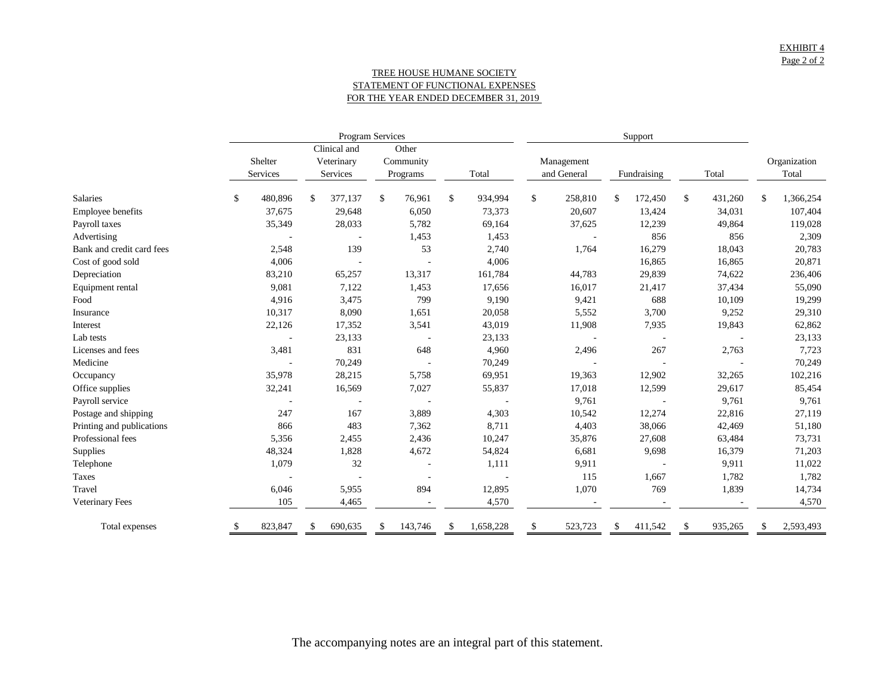EXHIBIT 4
Page 2 of 2

# TREE HOUSE HUMANE SOCIETY
## STATEMENT OF FUNCTIONAL EXPENSES
## FOR THE YEAR ENDED DECEMBER 31, 2019

| | Program Services | | | | Support | | | |
|---|---|---|---|---|---|---|---|---|
| | Shelter Services | Clinical and Veterinary Services | Other Community Programs | Total | Management and General | Fundraising | Total | Organization Total |
| Salaries | $ 480,896 | $ 377,137 | $ 76,961 | $ 934,994 | $ 258,810 | $ 172,450 | $ 431,260 | $ 1,366,254 |
| Employee benefits | 37,675 | 29,648 | 6,050 | 73,373 | 20,607 | 13,424 | 34,031 | 107,404 |
| Payroll taxes | 35,349 | 28,033 | 5,782 | 69,164 | 37,625 | 12,239 | 49,864 | 119,028 |
| Advertising | - | - | 1,453 | 1,453 | - | 856 | 856 | 2,309 |
| Bank and credit card fees | 2,548 | 139 | 53 | 2,740 | 1,764 | 16,279 | 18,043 | 20,783 |
| Cost of good sold | 4,006 | - | - | 4,006 | | 16,865 | 16,865 | 20,871 |
| Depreciation | 83,210 | 65,257 | 13,317 | 161,784 | 44,783 | 29,839 | 74,622 | 236,406 |
| Equipment rental | 9,081 | 7,122 | 1,453 | 17,656 | 16,017 | 21,417 | 37,434 | 55,090 |
| Food | 4,916 | 3,475 | 799 | 9,190 | 9,421 | 688 | 10,109 | 19,299 |
| Insurance | 10,317 | 8,090 | 1,651 | 20,058 | 5,552 | 3,700 | 9,252 | 29,310 |
| Interest | 22,126 | 17,352 | 3,541 | 43,019 | 11,908 | 7,935 | 19,843 | 62,862 |
| Lab tests | - | 23,133 | - | 23,133 | - | - | - | 23,133 |
| Licenses and fees | 3,481 | 831 | 648 | 4,960 | 2,496 | 267 | 2,763 | 7,723 |
| Medicine | - | 70,249 | - | 70,249 | - | - | - | 70,249 |
| Occupancy | 35,978 | 28,215 | 5,758 | 69,951 | 19,363 | 12,902 | 32,265 | 102,216 |
| Office supplies | 32,241 | 16,569 | 7,027 | 55,837 | 17,018 | 12,599 | 29,617 | 85,454 |
| Payroll service | - | - | - | - | 9,761 | - | 9,761 | 9,761 |
| Postage and shipping | 247 | 167 | 3,889 | 4,303 | 10,542 | 12,274 | 22,816 | 27,119 |
| Printing and publications | 866 | 483 | 7,362 | 8,711 | 4,403 | 38,066 | 42,469 | 51,180 |
| Professional fees | 5,356 | 2,455 | 2,436 | 10,247 | 35,876 | 27,608 | 63,484 | 73,731 |
| Supplies | 48,324 | 1,828 | 4,672 | 54,824 | 6,681 | 9,698 | 16,379 | 71,203 |
| Telephone | 1,079 | 32 | - | 1,111 | 9,911 | - | 9,911 | 11,022 |
| Taxes | - | - | - | - | 115 | 1,667 | 1,782 | 1,782 |
| Travel | 6,046 | 5,955 | 894 | 12,895 | 1,070 | 769 | 1,839 | 14,734 |
| Veterinary Fees | 105 | 4,465 | - | 4,570 | - | - | - | 4,570 |
| Total expenses | $ 823,847 | $ 690,635 | $ 143,746 | $ 1,658,228 | $ 523,723 | $ 411,542 | $ 935,265 | $ 2,593,493 |

The accompanying notes are an integral part of this statement.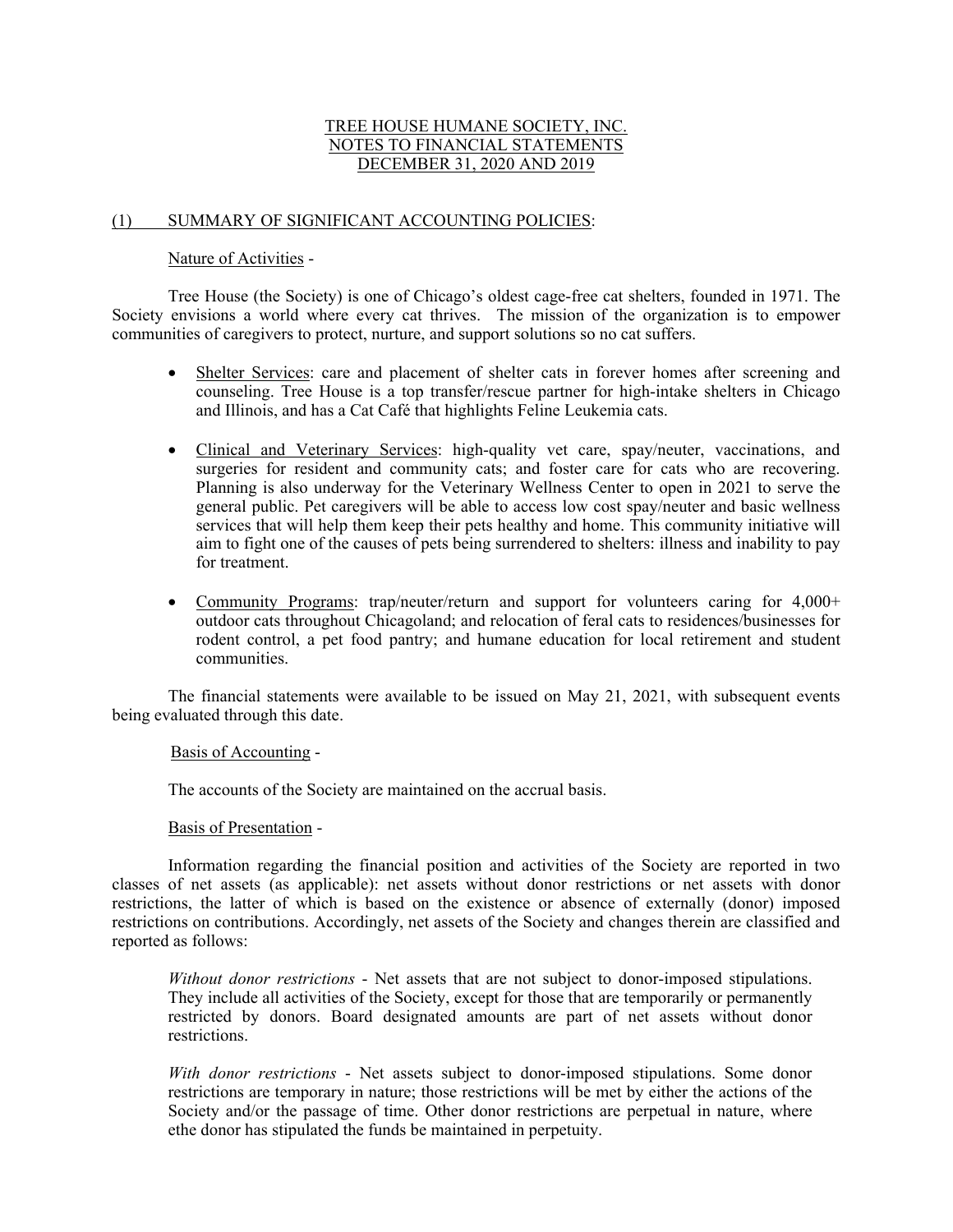# TREE HOUSE HUMANE SOCIETY, INC.
# NOTES TO FINANCIAL STATEMENTS
# DECEMBER 31, 2020 AND 2019

## (1) SUMMARY OF SIGNIFICANT ACCOUNTING POLICIES:

### Nature of Activities -

Tree House (the Society) is one of Chicago's oldest cage-free cat shelters, founded in 1971. The Society envisions a world where every cat thrives. The mission of the organization is to empower communities of caregivers to protect, nurture, and support solutions so no cat suffers.

- Shelter Services: care and placement of shelter cats in forever homes after screening and counseling. Tree House is a top transfer/rescue partner for high-intake shelters in Chicago and Illinois, and has a Cat Café that highlights Feline Leukemia cats.

- Clinical and Veterinary Services: high-quality vet care, spay/neuter, vaccinations, and surgeries for resident and community cats; and foster care for cats who are recovering. Planning is also underway for the Veterinary Wellness Center to open in 2021 to serve the general public. Pet caregivers will be able to access low cost spay/neuter and basic wellness services that will help them keep their pets healthy and home. This community initiative will aim to fight one of the causes of pets being surrendered to shelters: illness and inability to pay for treatment.

- Community Programs: trap/neuter/return and support for volunteers caring for 4,000+ outdoor cats throughout Chicagoland; and relocation of feral cats to residences/businesses for rodent control, a pet food pantry; and humane education for local retirement and student communities.

The financial statements were available to be issued on May 21, 2021, with subsequent events being evaluated through this date.

### Basis of Accounting -

The accounts of the Society are maintained on the accrual basis.

### Basis of Presentation -

Information regarding the financial position and activities of the Society are reported in two classes of net assets (as applicable): net assets without donor restrictions or net assets with donor restrictions, the latter of which is based on the existence or absence of externally (donor) imposed restrictions on contributions. Accordingly, net assets of the Society and changes therein are classified and reported as follows:

*Without donor restrictions* - Net assets that are not subject to donor-imposed stipulations. They include all activities of the Society, except for those that are temporarily or permanently restricted by donors. Board designated amounts are part of net assets without donor restrictions.

*With donor restrictions* - Net assets subject to donor-imposed stipulations. Some donor restrictions are temporary in nature; those restrictions will be met by either the actions of the Society and/or the passage of time. Other donor restrictions are perpetual in nature, where ethe donor has stipulated the funds be maintained in perpetuity.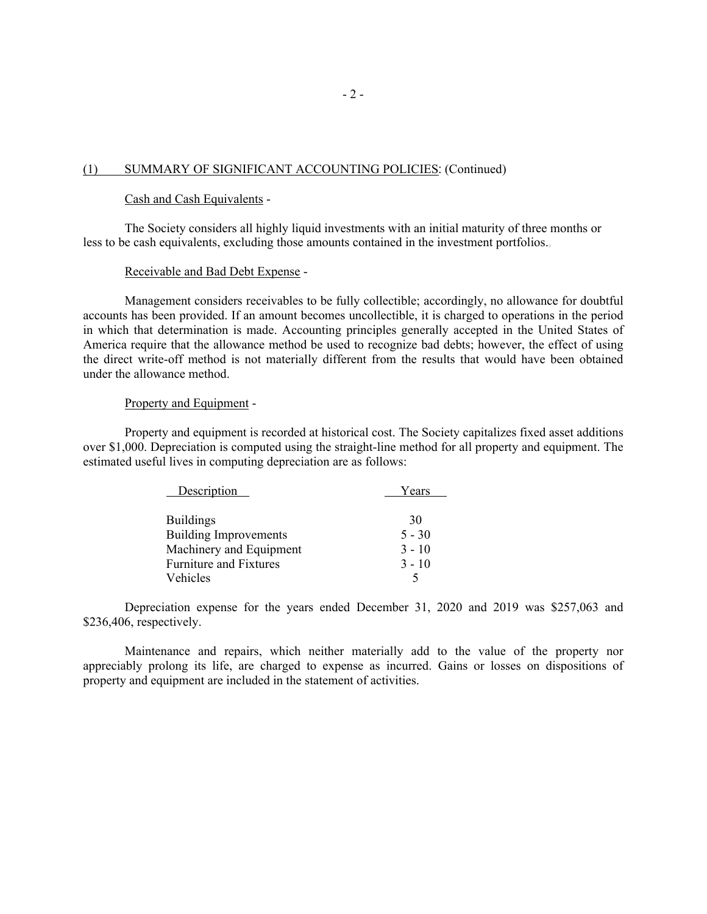## (1) SUMMARY OF SIGNIFICANT ACCOUNTING POLICIES: (Continued)

### Cash and Cash Equivalents -

The Society considers all highly liquid investments with an initial maturity of three months or less to be cash equivalents, excluding those amounts contained in the investment portfolios.

### Receivable and Bad Debt Expense -

Management considers receivables to be fully collectible; accordingly, no allowance for doubtful accounts has been provided. If an amount becomes uncollectible, it is charged to operations in the period in which that determination is made. Accounting principles generally accepted in the United States of America require that the allowance method be used to recognize bad debts; however, the effect of using the direct write-off method is not materially different from the results that would have been obtained under the allowance method.

### Property and Equipment -

Property and equipment is recorded at historical cost. The Society capitalizes fixed asset additions over $1,000. Depreciation is computed using the straight-line method for all property and equipment. The estimated useful lives in computing depreciation are as follows:

| Description | Years |
|---|---|
| Buildings | 30 |
| Building Improvements | 5 - 30 |
| Machinery and Equipment | 3 - 10 |
| Furniture and Fixtures | 3 - 10 |
| Vehicles | 5 |

Depreciation expense for the years ended December 31, 2020 and 2019 was $257,063 and $236,406, respectively.

Maintenance and repairs, which neither materially add to the value of the property nor appreciably prolong its life, are charged to expense as incurred. Gains or losses on dispositions of property and equipment are included in the statement of activities.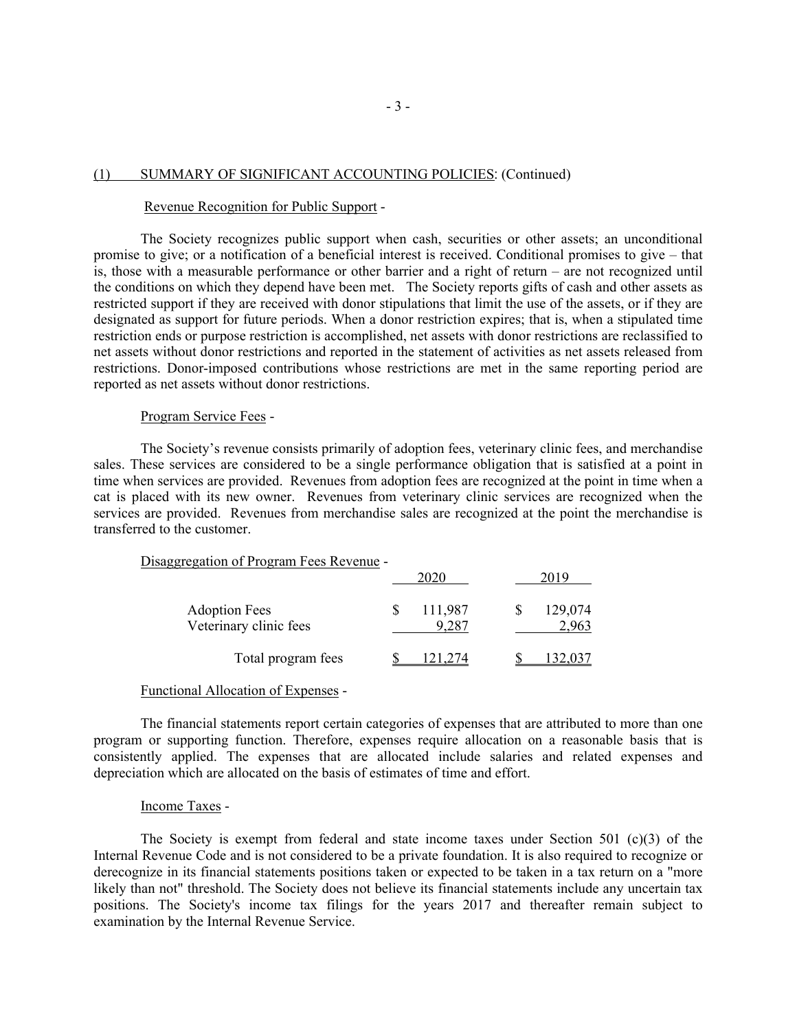## (1) SUMMARY OF SIGNIFICANT ACCOUNTING POLICIES: (Continued)

### Revenue Recognition for Public Support -

The Society recognizes public support when cash, securities or other assets; an unconditional promise to give; or a notification of a beneficial interest is received. Conditional promises to give – that is, those with a measurable performance or other barrier and a right of return – are not recognized until the conditions on which they depend have been met. The Society reports gifts of cash and other assets as restricted support if they are received with donor stipulations that limit the use of the assets, or if they are designated as support for future periods. When a donor restriction expires; that is, when a stipulated time restriction ends or purpose restriction is accomplished, net assets with donor restrictions are reclassified to net assets without donor restrictions and reported in the statement of activities as net assets released from restrictions. Donor-imposed contributions whose restrictions are met in the same reporting period are reported as net assets without donor restrictions.

### Program Service Fees -

The Society's revenue consists primarily of adoption fees, veterinary clinic fees, and merchandise sales. These services are considered to be a single performance obligation that is satisfied at a point in time when services are provided. Revenues from adoption fees are recognized at the point in time when a cat is placed with its new owner. Revenues from veterinary clinic services are recognized when the services are provided. Revenues from merchandise sales are recognized at the point the merchandise is transferred to the customer.

### Disaggregation of Program Fees Revenue -

| | 2020 | 2019 |
|---|---|---|
| Adoption Fees | $ 111,987 | $ 129,074 |
| Veterinary clinic fees | 9,287 | 2,963 |
| Total program fees | $ 121,274 | $ 132,037 |

### Functional Allocation of Expenses -

The financial statements report certain categories of expenses that are attributed to more than one program or supporting function. Therefore, expenses require allocation on a reasonable basis that is consistently applied. The expenses that are allocated include salaries and related expenses and depreciation which are allocated on the basis of estimates of time and effort.

### Income Taxes -

The Society is exempt from federal and state income taxes under Section 501 (c)(3) of the Internal Revenue Code and is not considered to be a private foundation. It is also required to recognize or derecognize in its financial statements positions taken or expected to be taken in a tax return on a "more likely than not" threshold. The Society does not believe its financial statements include any uncertain tax positions. The Society's income tax filings for the years 2017 and thereafter remain subject to examination by the Internal Revenue Service.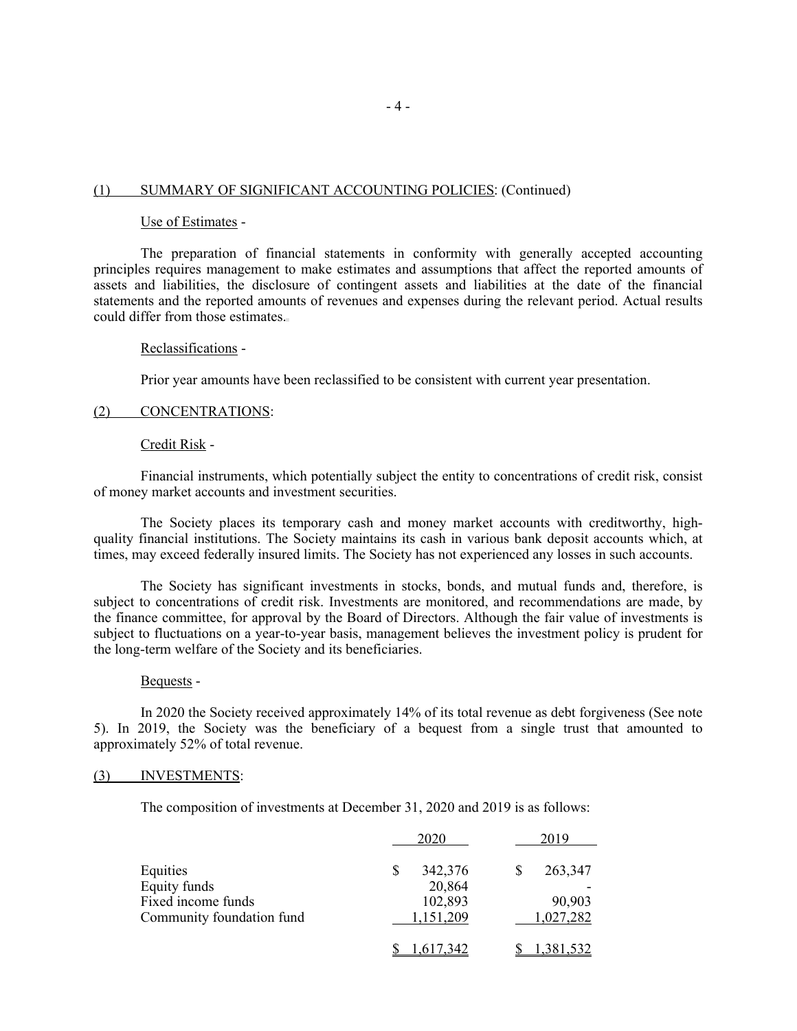## (1) SUMMARY OF SIGNIFICANT ACCOUNTING POLICIES: (Continued)

### Use of Estimates -

The preparation of financial statements in conformity with generally accepted accounting principles requires management to make estimates and assumptions that affect the reported amounts of assets and liabilities, the disclosure of contingent assets and liabilities at the date of the financial statements and the reported amounts of revenues and expenses during the relevant period. Actual results could differ from those estimates.

### Reclassifications -

Prior year amounts have been reclassified to be consistent with current year presentation.

## (2) CONCENTRATIONS:

### Credit Risk -

Financial instruments, which potentially subject the entity to concentrations of credit risk, consist of money market accounts and investment securities.

The Society places its temporary cash and money market accounts with creditworthy, high-quality financial institutions. The Society maintains its cash in various bank deposit accounts which, at times, may exceed federally insured limits. The Society has not experienced any losses in such accounts.

The Society has significant investments in stocks, bonds, and mutual funds and, therefore, is subject to concentrations of credit risk. Investments are monitored, and recommendations are made, by the finance committee, for approval by the Board of Directors. Although the fair value of investments is subject to fluctuations on a year-to-year basis, management believes the investment policy is prudent for the long-term welfare of the Society and its beneficiaries.

### Bequests -

In 2020 the Society received approximately 14% of its total revenue as debt forgiveness (See note 5). In 2019, the Society was the beneficiary of a bequest from a single trust that amounted to approximately 52% of total revenue.

## (3) INVESTMENTS:

The composition of investments at December 31, 2020 and 2019 is as follows:

| | 2020 | 2019 |
|---|---|---|
| Equities | $ 342,376 | $ 263,347 |
| Equity funds | 20,864 | - |
| Fixed income funds | 102,893 | 90,903 |
| Community foundation fund | 1,151,209 | 1,027,282 |
| | $ 1,617,342 | $ 1,381,532 |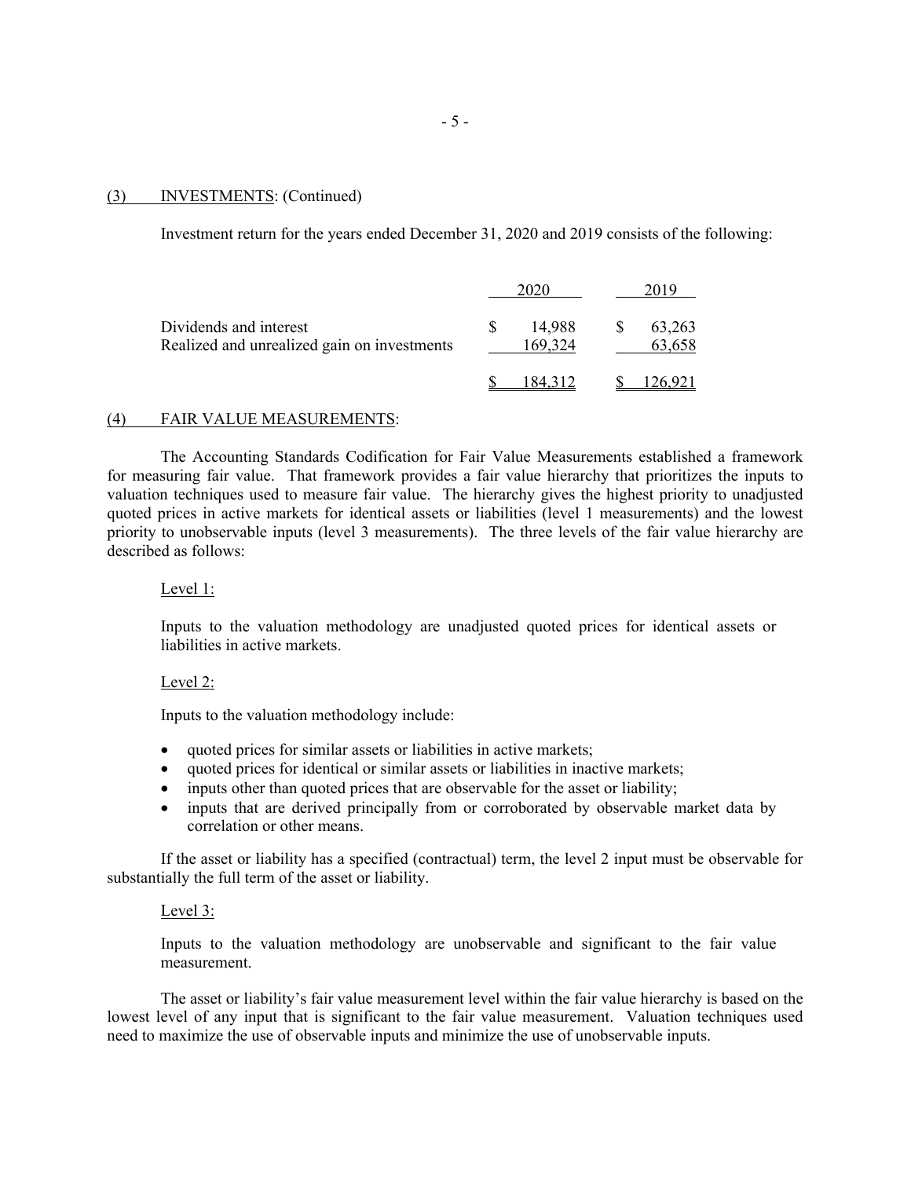## (3) INVESTMENTS: (Continued)

Investment return for the years ended December 31, 2020 and 2019 consists of the following:

| | 2020 | 2019 |
|---|---|---|
| Dividends and interest | $ 14,988 | $ 63,263 |
| Realized and unrealized gain on investments | 169,324 | 63,658 |
| | $ 184,312 | $ 126,921 |

## (4) FAIR VALUE MEASUREMENTS:

The Accounting Standards Codification for Fair Value Measurements established a framework for measuring fair value. That framework provides a fair value hierarchy that prioritizes the inputs to valuation techniques used to measure fair value. The hierarchy gives the highest priority to unadjusted quoted prices in active markets for identical assets or liabilities (level 1 measurements) and the lowest priority to unobservable inputs (level 3 measurements). The three levels of the fair value hierarchy are described as follows:

Level 1:

Inputs to the valuation methodology are unadjusted quoted prices for identical assets or liabilities in active markets.

Level 2:

Inputs to the valuation methodology include:

- quoted prices for similar assets or liabilities in active markets;
- quoted prices for identical or similar assets or liabilities in inactive markets;
- inputs other than quoted prices that are observable for the asset or liability;
- inputs that are derived principally from or corroborated by observable market data by correlation or other means.

If the asset or liability has a specified (contractual) term, the level 2 input must be observable for substantially the full term of the asset or liability.

Level 3:

Inputs to the valuation methodology are unobservable and significant to the fair value measurement.

The asset or liability's fair value measurement level within the fair value hierarchy is based on the lowest level of any input that is significant to the fair value measurement. Valuation techniques used need to maximize the use of observable inputs and minimize the use of unobservable inputs.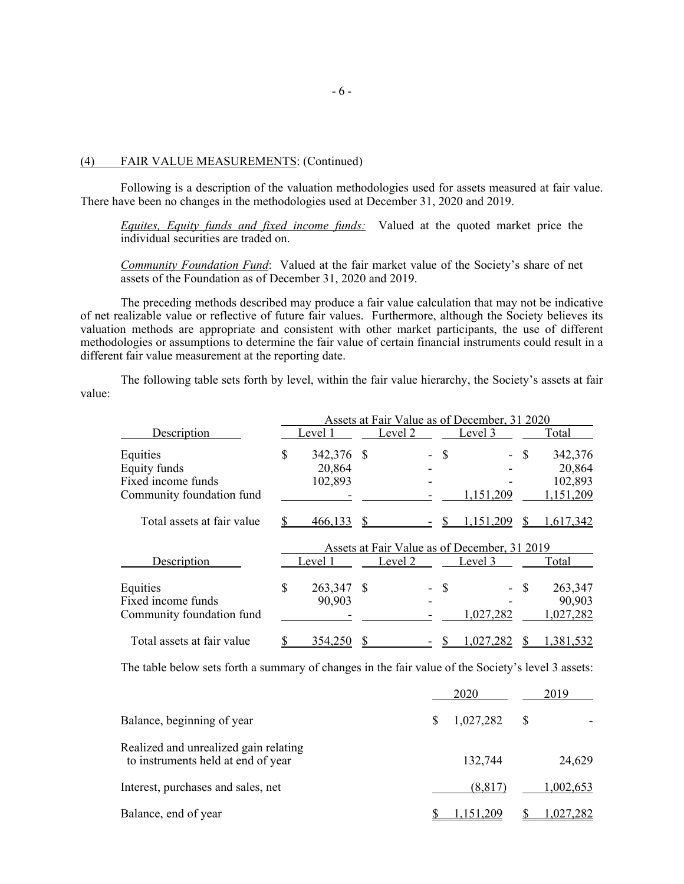## (4) FAIR VALUE MEASUREMENTS: (Continued)

Following is a description of the valuation methodologies used for assets measured at fair value. There have been no changes in the methodologies used at December 31, 2020 and 2019.

*Equites, Equity funds and fixed income funds:* Valued at the quoted market price the individual securities are traded on.

*Community Foundation Fund*: Valued at the fair market value of the Society's share of net assets of the Foundation as of December 31, 2020 and 2019.

The preceding methods described may produce a fair value calculation that may not be indicative of net realizable value or reflective of future fair values. Furthermore, although the Society believes its valuation methods are appropriate and consistent with other market participants, the use of different methodologies or assumptions to determine the fair value of certain financial instruments could result in a different fair value measurement at the reporting date.

The following table sets forth by level, within the fair value hierarchy, the Society's assets at fair value:

| | Assets at Fair Value as of December, 31 2020 | | | |
|---|---|---|---|---|
| Description | Level 1 | Level 2 | Level 3 | Total |
| Equities | $ 342,376 | $ - | $ - | $ 342,376 |
| Equity funds | 20,864 | - | - | 20,864 |
| Fixed income funds | 102,893 | - | - | 102,893 |
| Community foundation fund | - | - | 1,151,209 | 1,151,209 |
| Total assets at fair value | $ 466,133 | $ - | $ 1,151,209 | $ 1,617,342 |

| | Assets at Fair Value as of December, 31 2019 | | | |
|---|---|---|---|---|
| Description | Level 1 | Level 2 | Level 3 | Total |
| Equities | $ 263,347 | $ - | $ - | $ 263,347 |
| Fixed income funds | 90,903 | - | - | 90,903 |
| Community foundation fund | - | - | 1,027,282 | 1,027,282 |
| Total assets at fair value | $ 354,250 | $ - | $ 1,027,282 | $ 1,381,532 |

The table below sets forth a summary of changes in the fair value of the Society's level 3 assets:

| | 2020 | 2019 |
|---|---|---|
| Balance, beginning of year | $ 1,027,282 | $ - |
| Realized and unrealized gain relating to instruments held at end of year | 132,744 | 24,629 |
| Interest, purchases and sales, net | (8,817) | 1,002,653 |
| Balance, end of year | $ 1,151,209 | $ 1,027,282 |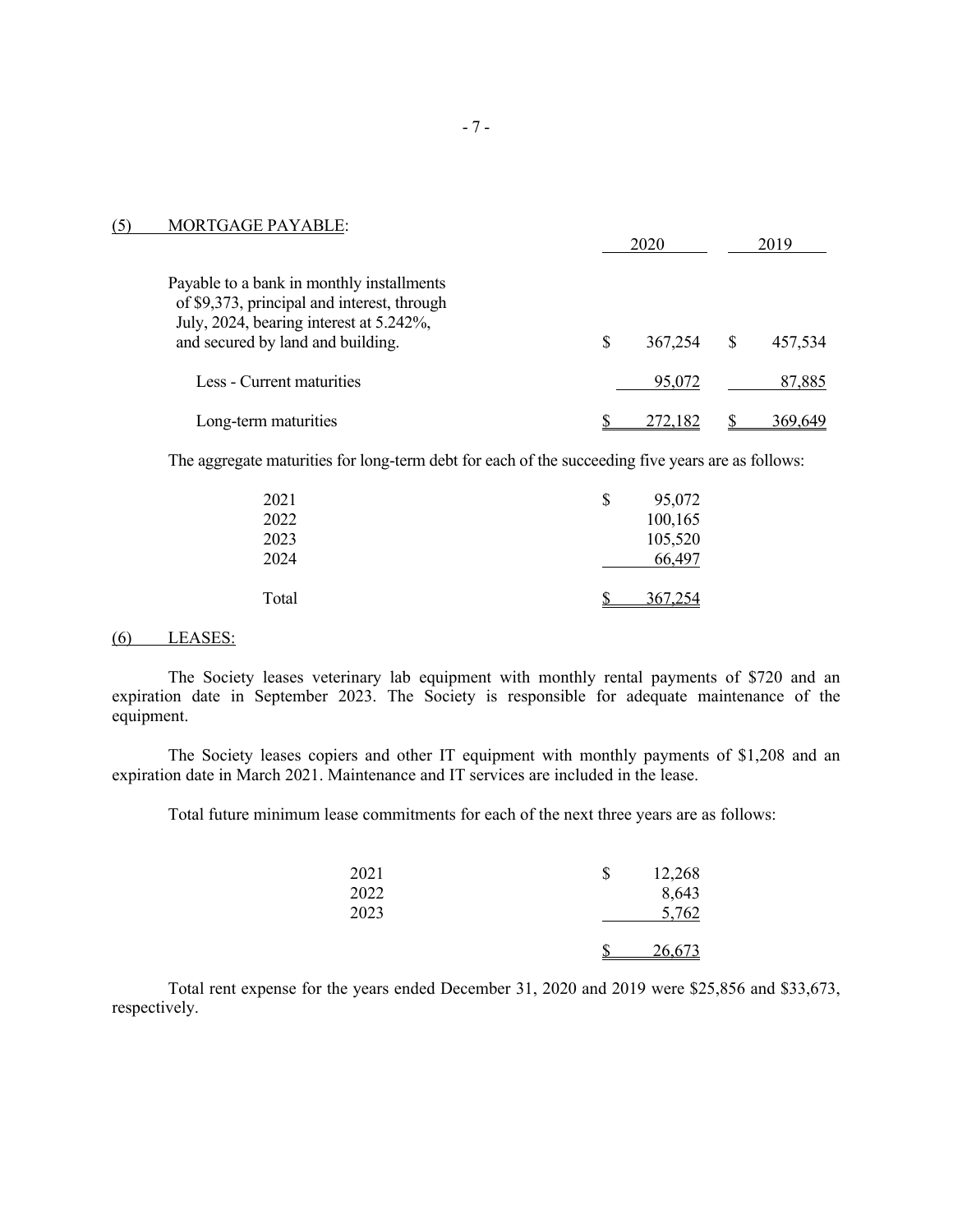## (5) MORTGAGE PAYABLE:

| | 2020 | 2019 |
|---|---|---|
| Payable to a bank in monthly installments of $9,373, principal and interest, through July, 2024, bearing interest at 5.242%, and secured by land and building. | $ 367,254 | $ 457,534 |
| Less - Current maturities | 95,072 | 87,885 |
| Long-term maturities | $ 272,182 | $ 369,649 |

The aggregate maturities for long-term debt for each of the succeeding five years are as follows:

| | |
|---|---|
| 2021 | $ 95,072 |
| 2022 | 100,165 |
| 2023 | 105,520 |
| 2024 | 66,497 |
| Total | $ 367,254 |

## (6) LEASES:

The Society leases veterinary lab equipment with monthly rental payments of $720 and an expiration date in September 2023. The Society is responsible for adequate maintenance of the equipment.

The Society leases copiers and other IT equipment with monthly payments of $1,208 and an expiration date in March 2021. Maintenance and IT services are included in the lease.

Total future minimum lease commitments for each of the next three years are as follows:

| | |
|---|---|
| 2021 | $ 12,268 |
| 2022 | 8,643 |
| 2023 | 5,762 |
| | $ 26,673 |

Total rent expense for the years ended December 31, 2020 and 2019 were $25,856 and $33,673, respectively.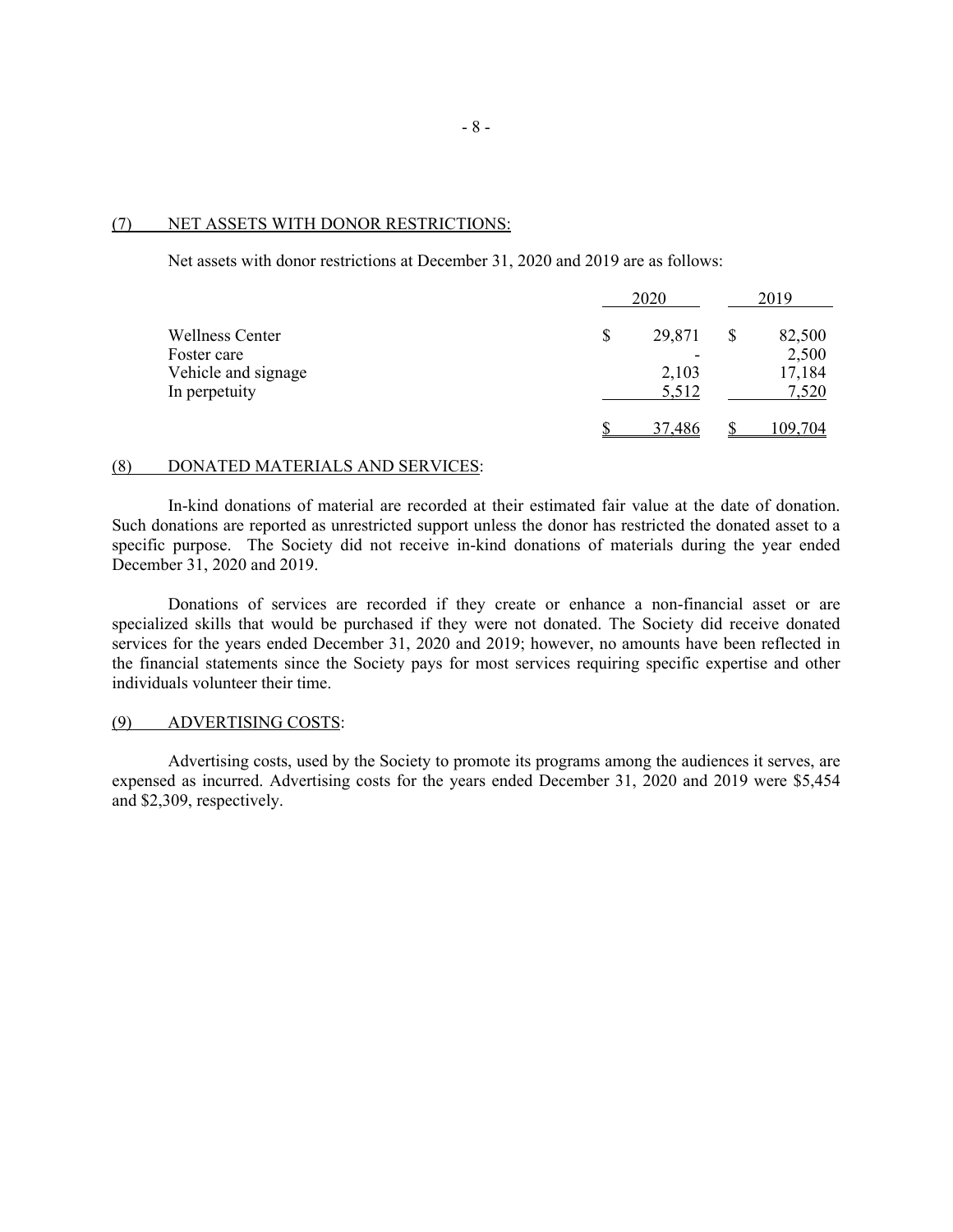## (7) NET ASSETS WITH DONOR RESTRICTIONS:

Net assets with donor restrictions at December 31, 2020 and 2019 are as follows:

| | 2020 | 2019 |
|---|---|---|
| Wellness Center | $ 29,871 | $ 82,500 |
| Foster care | - | 2,500 |
| Vehicle and signage | 2,103 | 17,184 |
| In perpetuity | 5,512 | 7,520 |
| | $ 37,486 | $ 109,704 |

## (8) DONATED MATERIALS AND SERVICES:

In-kind donations of material are recorded at their estimated fair value at the date of donation. Such donations are reported as unrestricted support unless the donor has restricted the donated asset to a specific purpose. The Society did not receive in-kind donations of materials during the year ended December 31, 2020 and 2019.

Donations of services are recorded if they create or enhance a non-financial asset or are specialized skills that would be purchased if they were not donated. The Society did receive donated services for the years ended December 31, 2020 and 2019; however, no amounts have been reflected in the financial statements since the Society pays for most services requiring specific expertise and other individuals volunteer their time.

## (9) ADVERTISING COSTS:

Advertising costs, used by the Society to promote its programs among the audiences it serves, are expensed as incurred. Advertising costs for the years ended December 31, 2020 and 2019 were $5,454 and $2,309, respectively.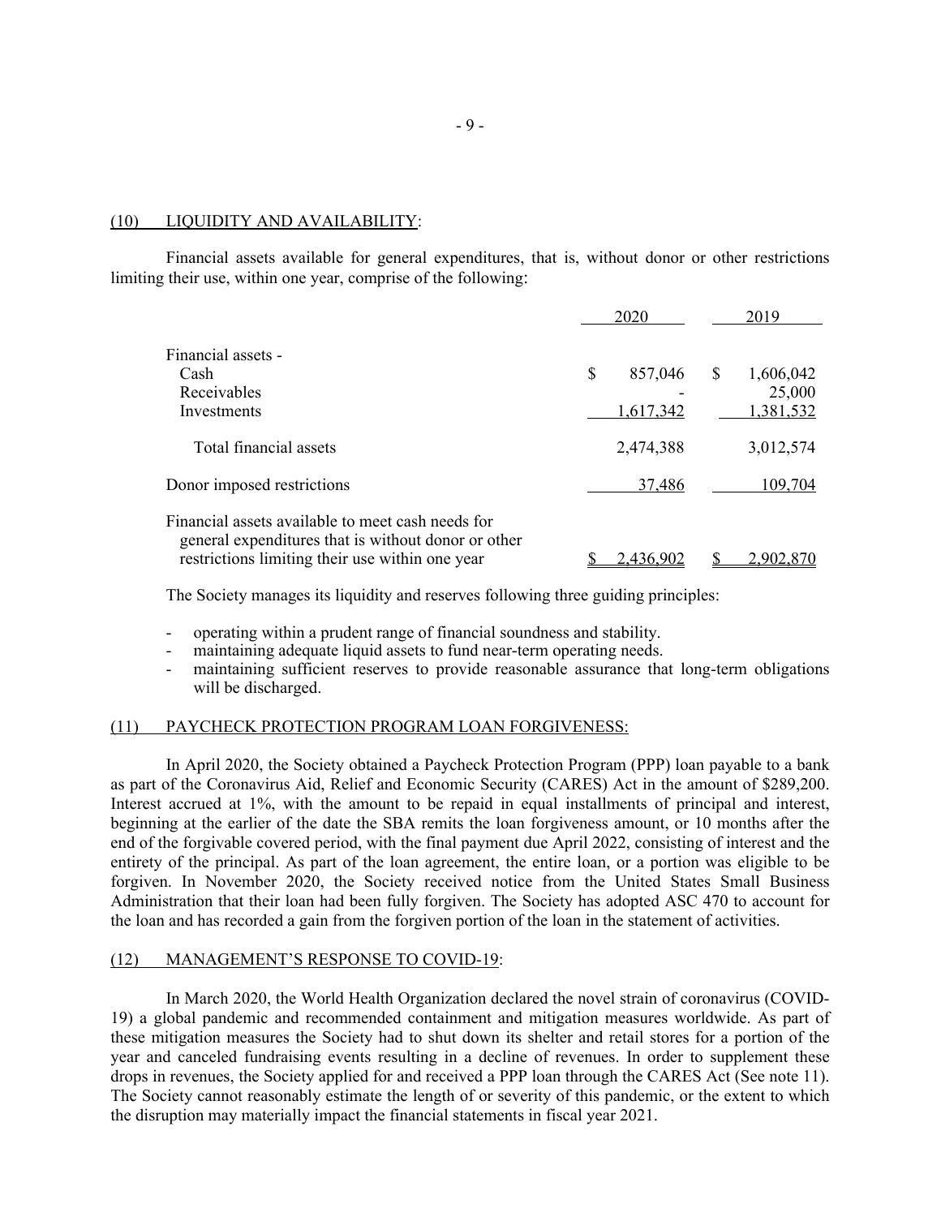## (10) LIQUIDITY AND AVAILABILITY:

Financial assets available for general expenditures, that is, without donor or other restrictions limiting their use, within one year, comprise of the following:

| | 2020 | 2019 |
|---|---|---|
| Financial assets - | | |
| Cash | $ 857,046 | $ 1,606,042 |
| Receivables | - | 25,000 |
| Investments | 1,617,342 | 1,381,532 |
| Total financial assets | 2,474,388 | 3,012,574 |
| Donor imposed restrictions | 37,486 | 109,704 |
| Financial assets available to meet cash needs for general expenditures that is without donor or other restrictions limiting their use within one year | $ 2,436,902 | $ 2,902,870 |

The Society manages its liquidity and reserves following three guiding principles:

- operating within a prudent range of financial soundness and stability.
- maintaining adequate liquid assets to fund near-term operating needs.
- maintaining sufficient reserves to provide reasonable assurance that long-term obligations will be discharged.

## (11) PAYCHECK PROTECTION PROGRAM LOAN FORGIVENESS:

In April 2020, the Society obtained a Paycheck Protection Program (PPP) loan payable to a bank as part of the Coronavirus Aid, Relief and Economic Security (CARES) Act in the amount of $289,200. Interest accrued at 1%, with the amount to be repaid in equal installments of principal and interest, beginning at the earlier of the date the SBA remits the loan forgiveness amount, or 10 months after the end of the forgivable covered period, with the final payment due April 2022, consisting of interest and the entirety of the principal. As part of the loan agreement, the entire loan, or a portion was eligible to be forgiven. In November 2020, the Society received notice from the United States Small Business Administration that their loan had been fully forgiven. The Society has adopted ASC 470 to account for the loan and has recorded a gain from the forgiven portion of the loan in the statement of activities.

## (12) MANAGEMENT'S RESPONSE TO COVID-19:

In March 2020, the World Health Organization declared the novel strain of coronavirus (COVID-19) a global pandemic and recommended containment and mitigation measures worldwide. As part of these mitigation measures the Society had to shut down its shelter and retail stores for a portion of the year and canceled fundraising events resulting in a decline of revenues. In order to supplement these drops in revenues, the Society applied for and received a PPP loan through the CARES Act (See note 11). The Society cannot reasonably estimate the length of or severity of this pandemic, or the extent to which the disruption may materially impact the financial statements in fiscal year 2021.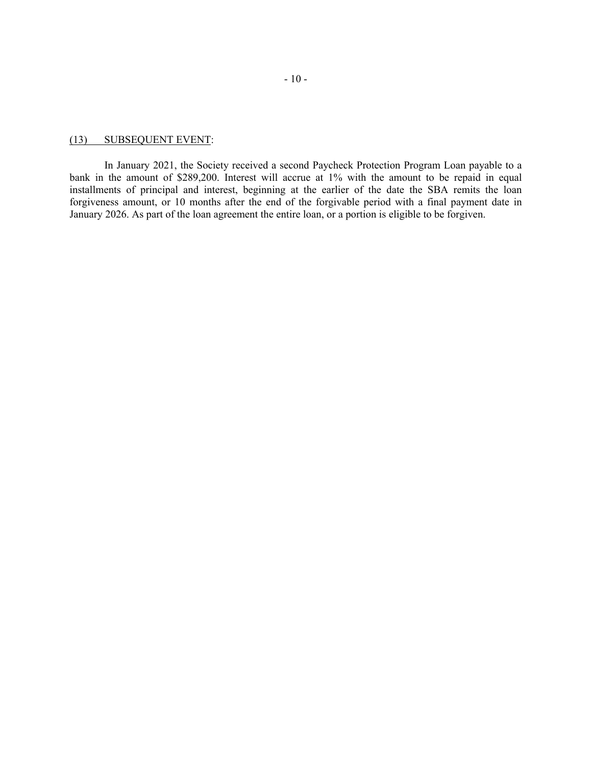## (13) SUBSEQUENT EVENT:

In January 2021, the Society received a second Paycheck Protection Program Loan payable to a bank in the amount of $289,200. Interest will accrue at 1% with the amount to be repaid in equal installments of principal and interest, beginning at the earlier of the date the SBA remits the loan forgiveness amount, or 10 months after the end of the forgivable period with a final payment date in January 2026. As part of the loan agreement the entire loan, or a portion is eligible to be forgiven.